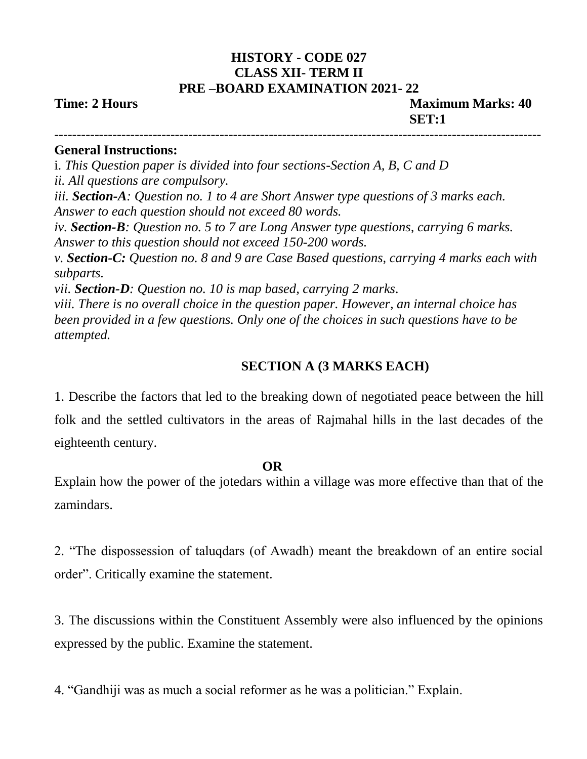# HISTORY - CODE 027
## CLASS XII- TERM II
## PRE –BOARD EXAMINATION 2021- 22

**Time: 2 Hours** **Maximum Marks: 40**

**SET:1**

---

**General Instructions:**

i. *This Question paper is divided into four sections-Section A, B, C and D*

*ii. All questions are compulsory.*

*iii.* ***Section-A****: Question no. 1 to 4 are Short Answer type questions of 3 marks each. Answer to each question should not exceed 80 words.*

*iv.* ***Section-B****: Question no. 5 to 7 are Long Answer type questions, carrying 6 marks. Answer to this question should not exceed 150-200 words.*

*v.* ***Section-C:*** *Question no. 8 and 9 are Case Based questions, carrying 4 marks each with subparts.*

*vii.* ***Section-D****: Question no. 10 is map based, carrying 2 marks.*

*viii. There is no overall choice in the question paper. However, an internal choice has been provided in a few questions. Only one of the choices in such questions have to be attempted.*

## SECTION A (3 MARKS EACH)

1. Describe the factors that led to the breaking down of negotiated peace between the hill folk and the settled cultivators in the areas of Rajmahal hills in the last decades of the eighteenth century.

**OR**

Explain how the power of the jotedars within a village was more effective than that of the zamindars.

2. "The dispossession of taluqdars (of Awadh) meant the breakdown of an entire social order". Critically examine the statement.

3. The discussions within the Constituent Assembly were also influenced by the opinions expressed by the public. Examine the statement.

4. "Gandhiji was as much a social reformer as he was a politician." Explain.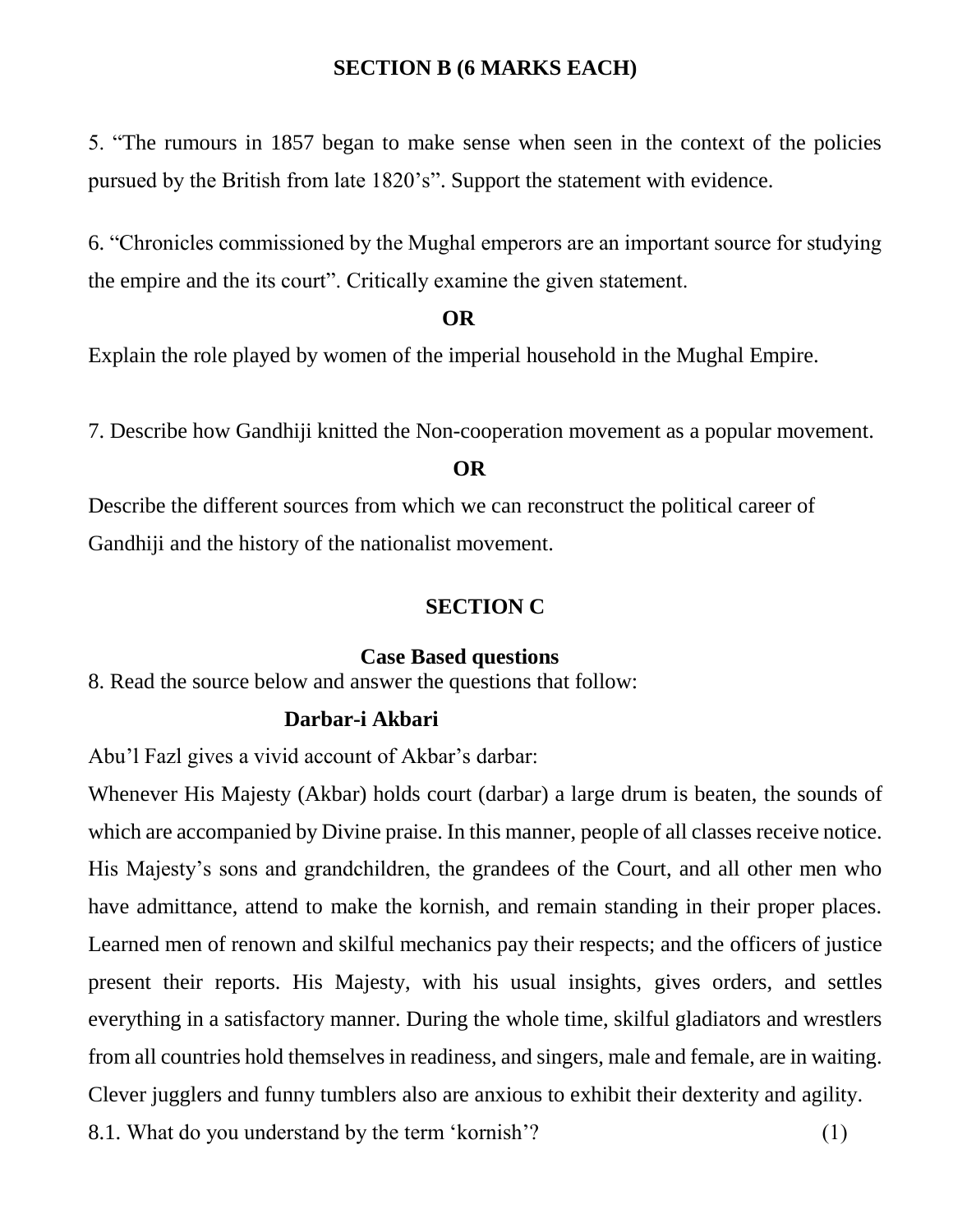## SECTION B (6 MARKS EACH)

5. "The rumours in 1857 began to make sense when seen in the context of the policies pursued by the British from late 1820's". Support the statement with evidence.

6. "Chronicles commissioned by the Mughal emperors are an important source for studying the empire and the its court". Critically examine the given statement.

**OR**

Explain the role played by women of the imperial household in the Mughal Empire.

7. Describe how Gandhiji knitted the Non-cooperation movement as a popular movement.

**OR**

Describe the different sources from which we can reconstruct the political career of Gandhiji and the history of the nationalist movement.

## SECTION C

### Case Based questions

8. Read the source below and answer the questions that follow:

**Darbar-i Akbari**

Abu'l Fazl gives a vivid account of Akbar's darbar:

Whenever His Majesty (Akbar) holds court (darbar) a large drum is beaten, the sounds of which are accompanied by Divine praise. In this manner, people of all classes receive notice. His Majesty's sons and grandchildren, the grandees of the Court, and all other men who have admittance, attend to make the kornish, and remain standing in their proper places. Learned men of renown and skilful mechanics pay their respects; and the officers of justice present their reports. His Majesty, with his usual insights, gives orders, and settles everything in a satisfactory manner. During the whole time, skilful gladiators and wrestlers from all countries hold themselves in readiness, and singers, male and female, are in waiting. Clever jugglers and funny tumblers also are anxious to exhibit their dexterity and agility.

8.1. What do you understand by the term 'kornish'? (1)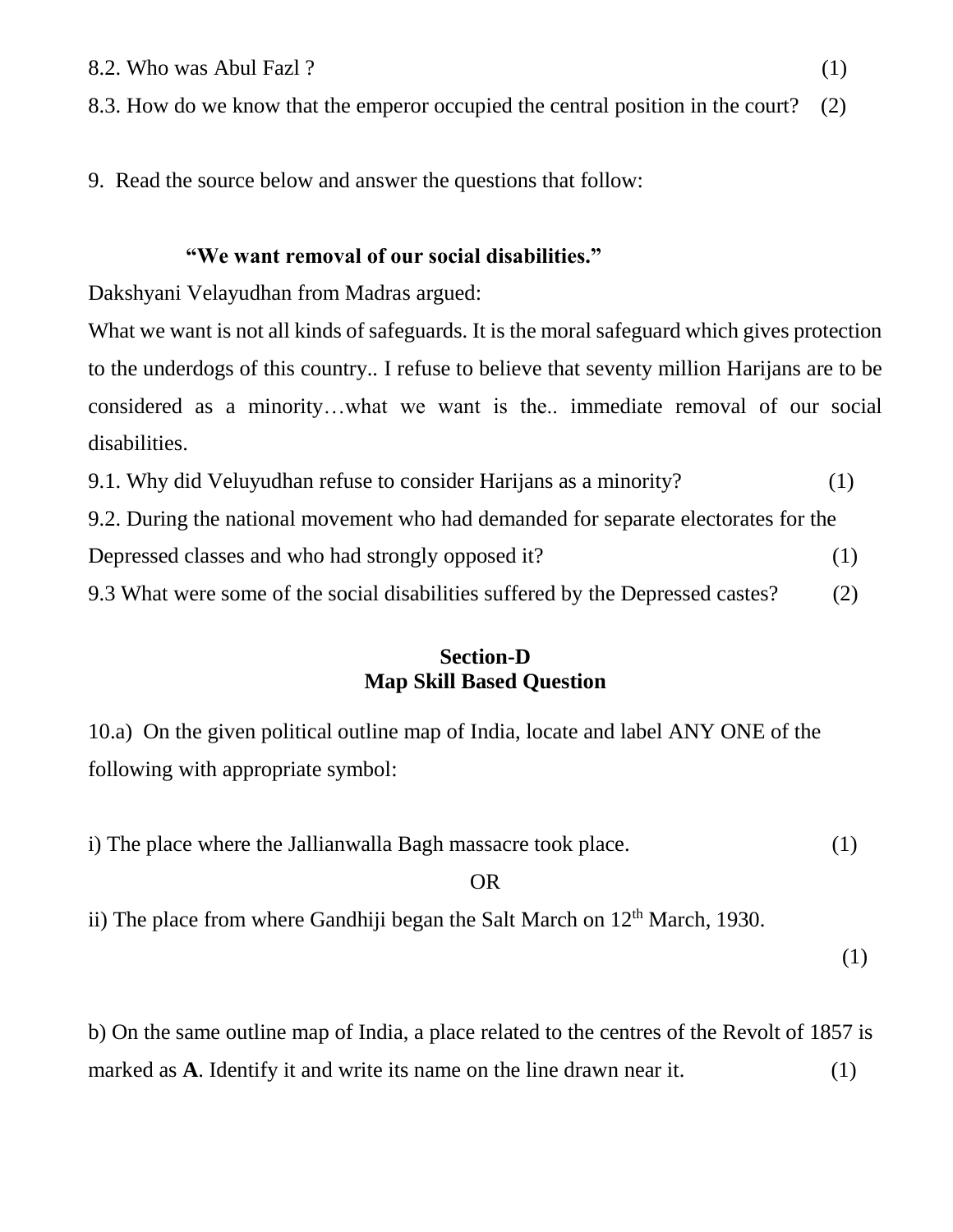8.2. Who was Abul Fazl ? (1)

8.3. How do we know that the emperor occupied the central position in the court? (2)

9. Read the source below and answer the questions that follow:

**"We want removal of our social disabilities."**

Dakshyani Velayudhan from Madras argued:

What we want is not all kinds of safeguards. It is the moral safeguard which gives protection to the underdogs of this country.. I refuse to believe that seventy million Harijans are to be considered as a minority…what we want is the.. immediate removal of our social disabilities.

9.1. Why did Veluyudhan refuse to consider Harijans as a minority? (1)

9.2. During the national movement who had demanded for separate electorates for the Depressed classes and who had strongly opposed it? (1)

9.3 What were some of the social disabilities suffered by the Depressed castes? (2)

## Section-D
## Map Skill Based Question

10.a) On the given political outline map of India, locate and label ANY ONE of the following with appropriate symbol:

i) The place where the Jallianwalla Bagh massacre took place. (1)

OR

ii) The place from where Gandhiji began the Salt March on 12th March, 1930. (1)

b) On the same outline map of India, a place related to the centres of the Revolt of 1857 is marked as **A**. Identify it and write its name on the line drawn near it. (1)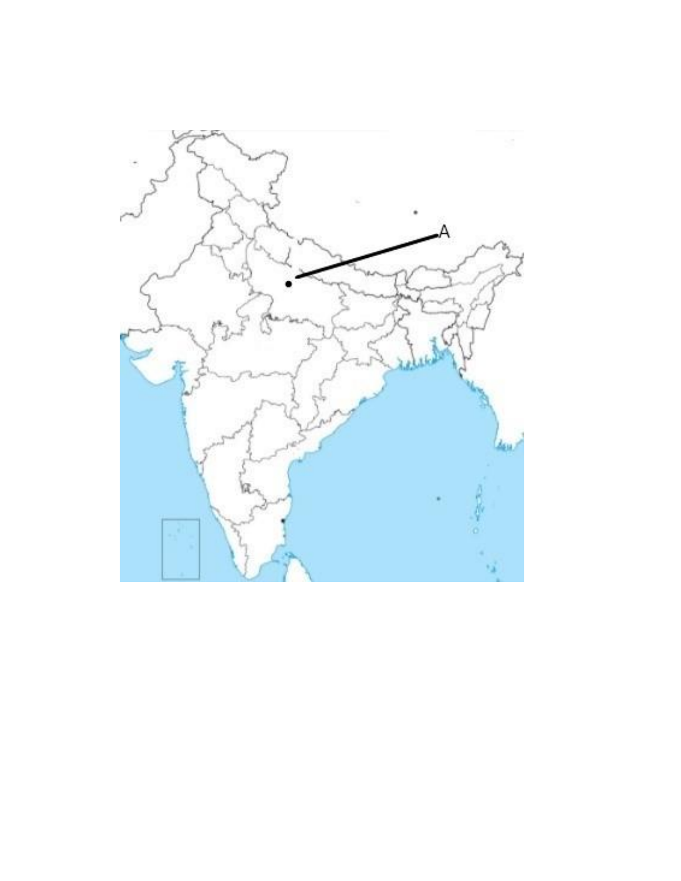A